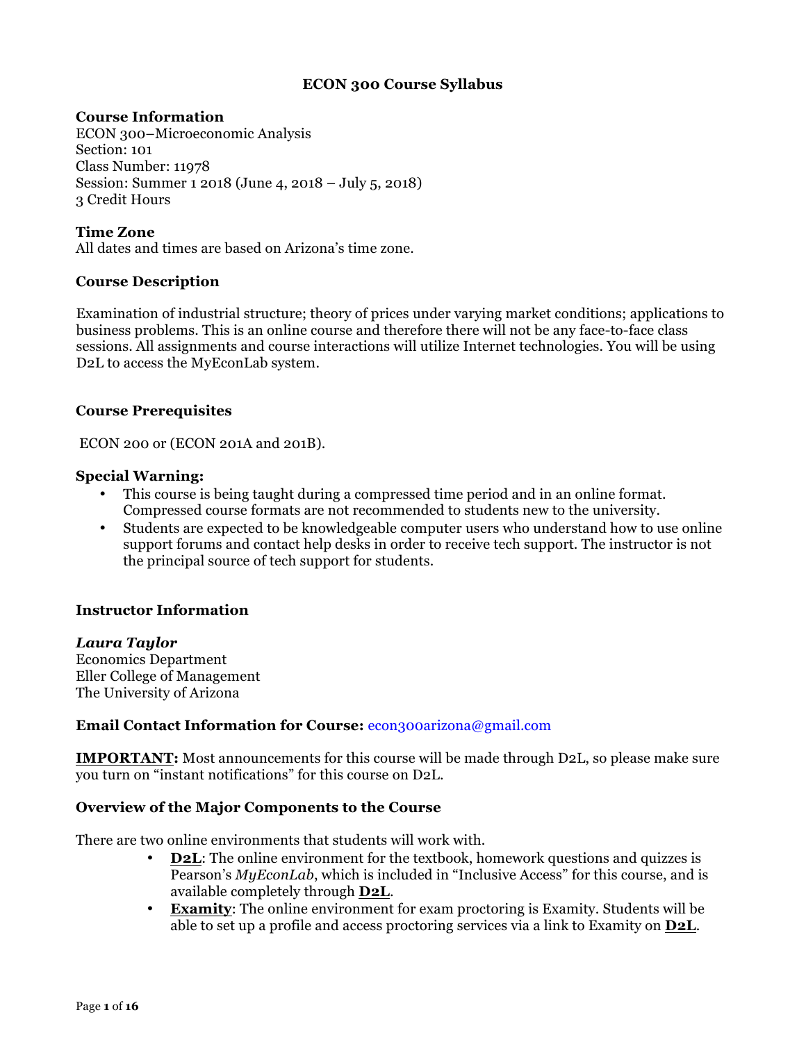# ECON 300 Course Syllabus

### Course Information

ECON 300–Microeconomic Analysis
Section: 101
Class Number: 11978
Session: Summer 1 2018 (June 4, 2018 – July 5, 2018)
3 Credit Hours

### Time Zone

All dates and times are based on Arizona's time zone.

### Course Description

Examination of industrial structure; theory of prices under varying market conditions; applications to business problems. This is an online course and therefore there will not be any face-to-face class sessions. All assignments and course interactions will utilize Internet technologies. You will be using D2L to access the MyEconLab system.

### Course Prerequisites

ECON 200 or (ECON 201A and 201B).

### Special Warning:

- This course is being taught during a compressed time period and in an online format. Compressed course formats are not recommended to students new to the university.
- Students are expected to be knowledgeable computer users who understand how to use online support forums and contact help desks in order to receive tech support. The instructor is not the principal source of tech support for students.

### Instructor Information

***Laura Taylor***
Economics Department
Eller College of Management
The University of Arizona

**Email Contact Information for Course:** econ300arizona@gmail.com

**IMPORTANT:** Most announcements for this course will be made through D2L, so please make sure you turn on "instant notifications" for this course on D2L.

### Overview of the Major Components to the Course

There are two online environments that students will work with.

- **D2L**: The online environment for the textbook, homework questions and quizzes is Pearson's *MyEconLab*, which is included in "Inclusive Access" for this course, and is available completely through **D2L**.
- **Examity**: The online environment for exam proctoring is Examity. Students will be able to set up a profile and access proctoring services via a link to Examity on **D2L**.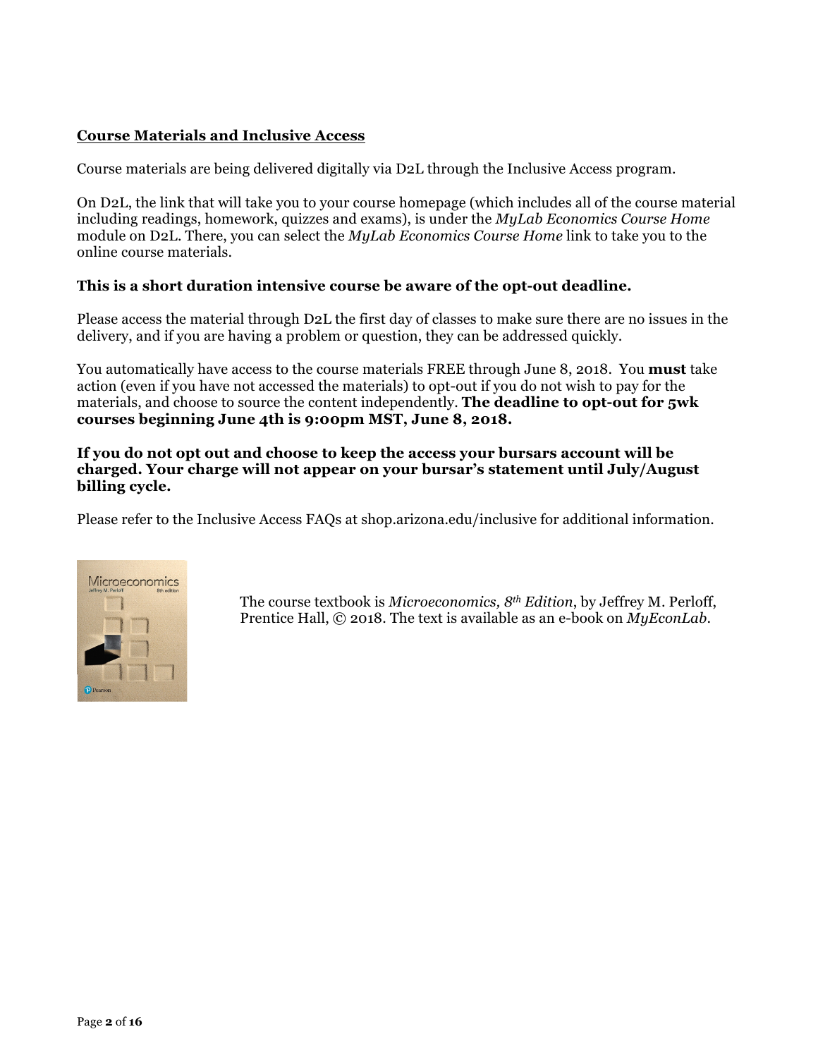## Course Materials and Inclusive Access

Course materials are being delivered digitally via D2L through the Inclusive Access program.

On D2L, the link that will take you to your course homepage (which includes all of the course material including readings, homework, quizzes and exams), is under the *MyLab Economics Course Home* module on D2L. There, you can select the *MyLab Economics Course Home* link to take you to the online course materials.

**This is a short duration intensive course be aware of the opt-out deadline.**

Please access the material through D2L the first day of classes to make sure there are no issues in the delivery, and if you are having a problem or question, they can be addressed quickly.

You automatically have access to the course materials FREE through June 8, 2018. You **must** take action (even if you have not accessed the materials) to opt-out if you do not wish to pay for the materials, and choose to source the content independently. **The deadline to opt-out for 5wk courses beginning June 4th is 9:00pm MST, June 8, 2018.**

**If you do not opt out and choose to keep the access your bursars account will be charged. Your charge will not appear on your bursar's statement until July/August billing cycle.**

Please refer to the Inclusive Access FAQs at shop.arizona.edu/inclusive for additional information.

The course textbook is *Microeconomics, 8th Edition*, by Jeffrey M. Perloff, Prentice Hall, © 2018. The text is available as an e-book on *MyEconLab*.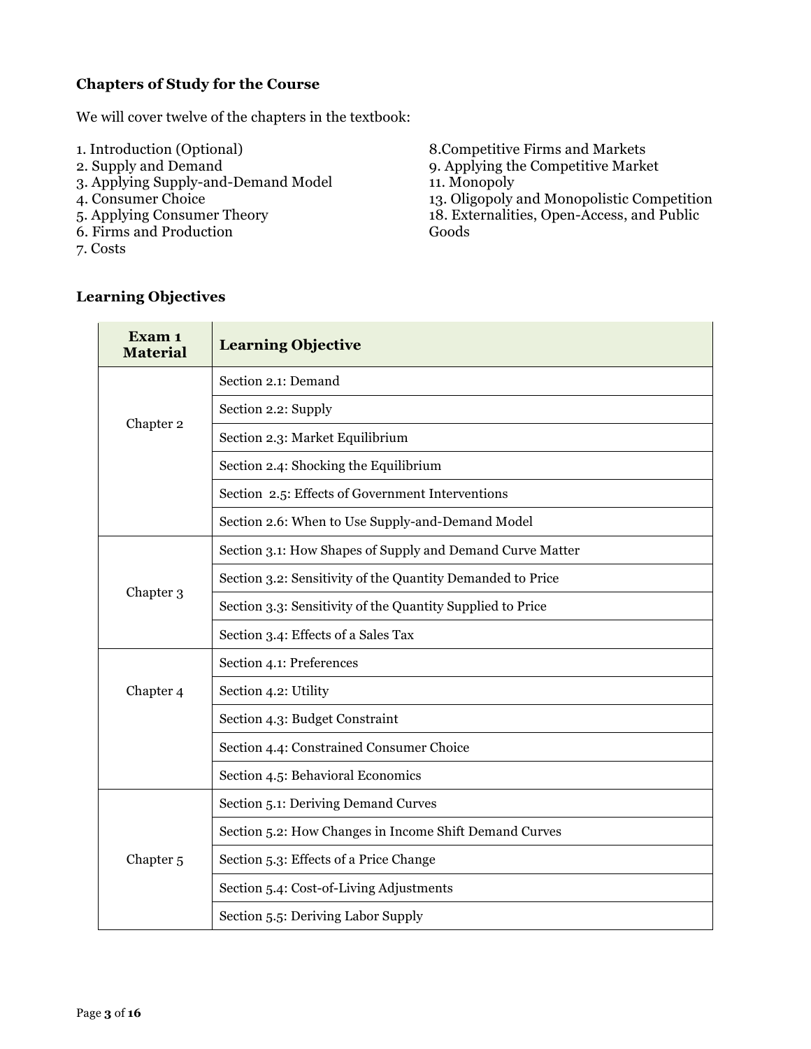**Chapters of Study for the Course**

We will cover twelve of the chapters in the textbook:

1. Introduction (Optional)
2. Supply and Demand
3. Applying Supply-and-Demand Model
4. Consumer Choice
5. Applying Consumer Theory
6. Firms and Production
7. Costs

8.Competitive Firms and Markets
9. Applying the Competitive Market
11. Monopoly
13. Oligopoly and Monopolistic Competition
18. Externalities, Open-Access, and Public Goods

**Learning Objectives**

| Exam 1 Material | Learning Objective |
|---|---|
| Chapter 2 | Section 2.1: Demand |
| | Section 2.2: Supply |
| | Section 2.3: Market Equilibrium |
| | Section 2.4: Shocking the Equilibrium |
| | Section  2.5: Effects of Government Interventions |
| | Section 2.6: When to Use Supply-and-Demand Model |
| Chapter 3 | Section 3.1: How Shapes of Supply and Demand Curve Matter |
| | Section 3.2: Sensitivity of the Quantity Demanded to Price |
| | Section 3.3: Sensitivity of the Quantity Supplied to Price |
| | Section 3.4: Effects of a Sales Tax |
| Chapter 4 | Section 4.1: Preferences |
| | Section 4.2: Utility |
| | Section 4.3: Budget Constraint |
| | Section 4.4: Constrained Consumer Choice |
| | Section 4.5: Behavioral Economics |
| Chapter 5 | Section 5.1: Deriving Demand Curves |
| | Section 5.2: How Changes in Income Shift Demand Curves |
| | Section 5.3: Effects of a Price Change |
| | Section 5.4: Cost-of-Living Adjustments |
| | Section 5.5: Deriving Labor Supply |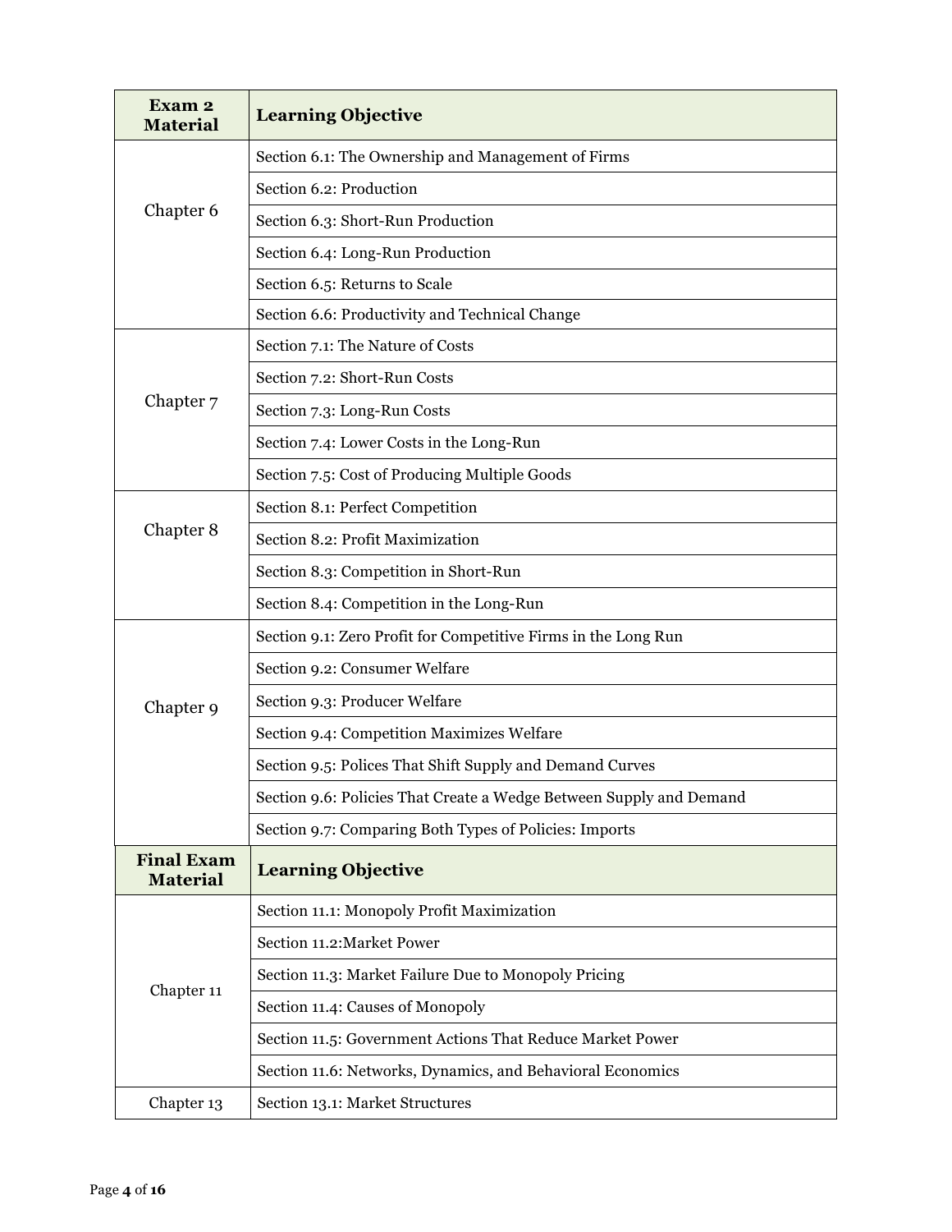| Exam 2 Material | Learning Objective |
|---|---|
| Chapter 6 | Section 6.1: The Ownership and Management of Firms |
| | Section 6.2: Production |
| | Section 6.3: Short-Run Production |
| | Section 6.4: Long-Run Production |
| | Section 6.5: Returns to Scale |
| | Section 6.6: Productivity and Technical Change |
| Chapter 7 | Section 7.1: The Nature of Costs |
| | Section 7.2: Short-Run Costs |
| | Section 7.3: Long-Run Costs |
| | Section 7.4: Lower Costs in the Long-Run |
| | Section 7.5: Cost of Producing Multiple Goods |
| Chapter 8 | Section 8.1: Perfect Competition |
| | Section 8.2: Profit Maximization |
| | Section 8.3: Competition in Short-Run |
| | Section 8.4: Competition in the Long-Run |
| Chapter 9 | Section 9.1: Zero Profit for Competitive Firms in the Long Run |
| | Section 9.2: Consumer Welfare |
| | Section 9.3: Producer Welfare |
| | Section 9.4: Competition Maximizes Welfare |
| | Section 9.5: Polices That Shift Supply and Demand Curves |
| | Section 9.6: Policies That Create a Wedge Between Supply and Demand |
| | Section 9.7: Comparing Both Types of Policies: Imports |
| **Final Exam Material** | **Learning Objective** |
| Chapter 11 | Section 11.1: Monopoly Profit Maximization |
| | Section 11.2:Market Power |
| | Section 11.3: Market Failure Due to Monopoly Pricing |
| | Section 11.4: Causes of Monopoly |
| | Section 11.5: Government Actions That Reduce Market Power |
| | Section 11.6: Networks, Dynamics, and Behavioral Economics |
| Chapter 13 | Section 13.1: Market Structures |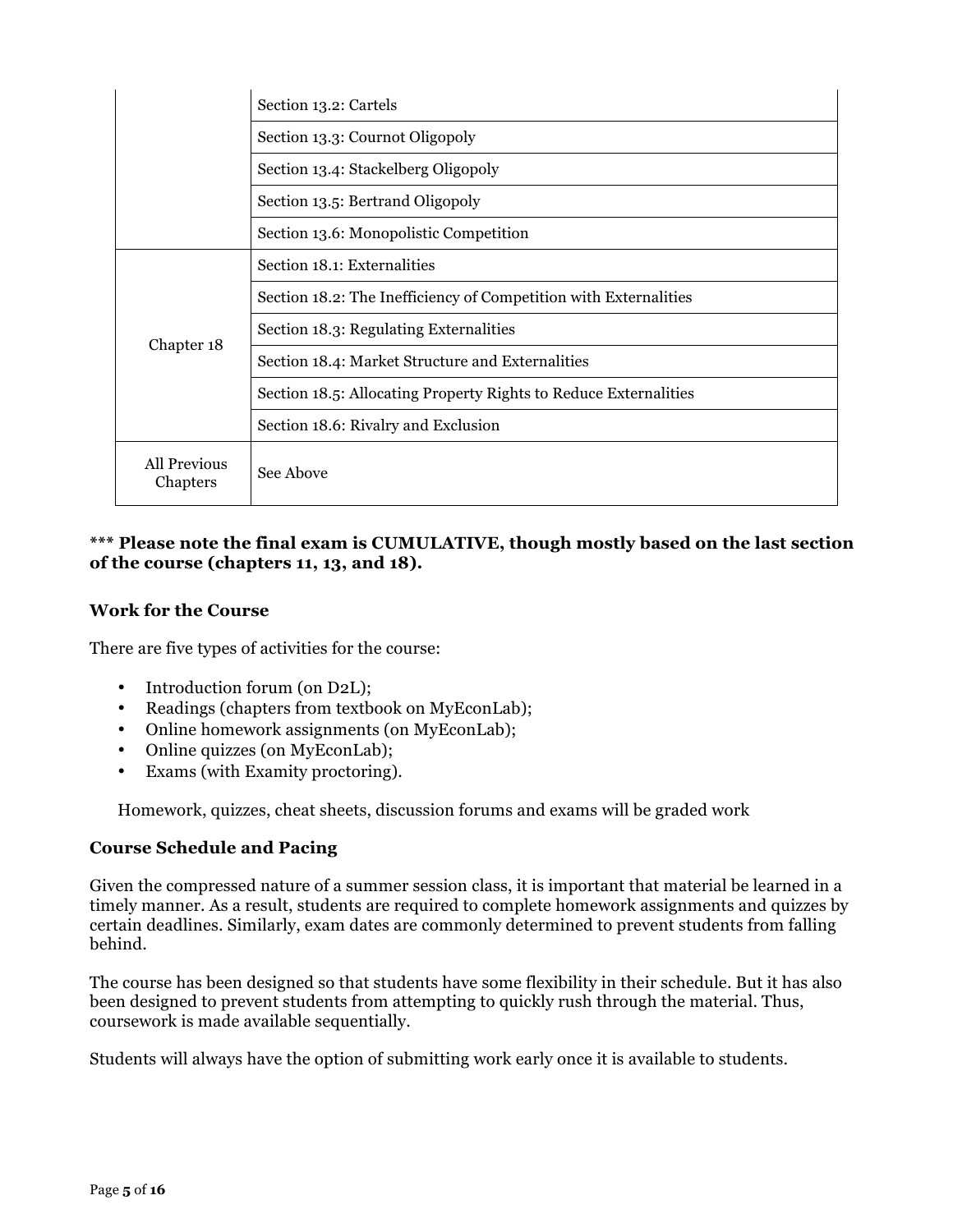| | |
|---|---|
| | Section 13.2: Cartels |
| | Section 13.3: Cournot Oligopoly |
| | Section 13.4: Stackelberg Oligopoly |
| | Section 13.5: Bertrand Oligopoly |
| | Section 13.6: Monopolistic Competition |
| Chapter 18 | Section 18.1: Externalities |
| | Section 18.2: The Inefficiency of Competition with Externalities |
| | Section 18.3: Regulating Externalities |
| | Section 18.4: Market Structure and Externalities |
| | Section 18.5: Allocating Property Rights to Reduce Externalities |
| | Section 18.6: Rivalry and Exclusion |
| All Previous Chapters | See Above |

**\*\*\* Please note the final exam is CUMULATIVE, though mostly based on the last section of the course (chapters 11, 13, and 18).**

### Work for the Course

There are five types of activities for the course:

- Introduction forum (on D2L);
- Readings (chapters from textbook on MyEconLab);
- Online homework assignments (on MyEconLab);
- Online quizzes (on MyEconLab);
- Exams (with Examity proctoring).

Homework, quizzes, cheat sheets, discussion forums and exams will be graded work

### Course Schedule and Pacing

Given the compressed nature of a summer session class, it is important that material be learned in a timely manner. As a result, students are required to complete homework assignments and quizzes by certain deadlines. Similarly, exam dates are commonly determined to prevent students from falling behind.

The course has been designed so that students have some flexibility in their schedule. But it has also been designed to prevent students from attempting to quickly rush through the material. Thus, coursework is made available sequentially.

Students will always have the option of submitting work early once it is available to students.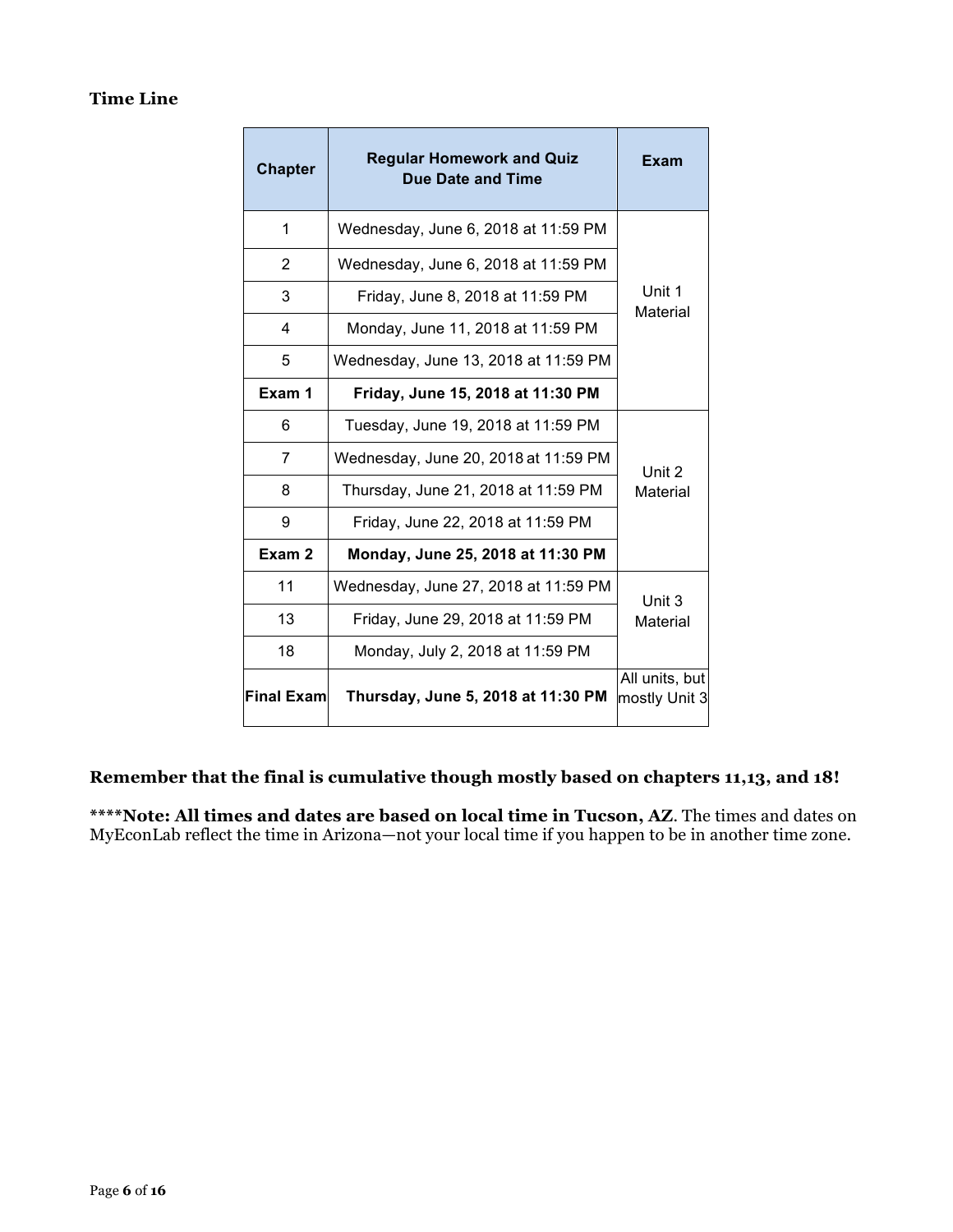### Time Line

| Chapter | Regular Homework and Quiz Due Date and Time | Exam |
|---|---|---|
| 1 | Wednesday, June 6, 2018 at 11:59 PM | Unit 1 Material |
| 2 | Wednesday, June 6, 2018 at 11:59 PM | |
| 3 | Friday, June 8, 2018 at 11:59 PM | |
| 4 | Monday, June 11, 2018 at 11:59 PM | |
| 5 | Wednesday, June 13, 2018 at 11:59 PM | |
| **Exam 1** | **Friday, June 15, 2018 at 11:30 PM** | |
| 6 | Tuesday, June 19, 2018 at 11:59 PM | Unit 2 Material |
| 7 | Wednesday, June 20, 2018 at 11:59 PM | |
| 8 | Thursday, June 21, 2018 at 11:59 PM | |
| 9 | Friday, June 22, 2018 at 11:59 PM | |
| **Exam 2** | **Monday, June 25, 2018 at 11:30 PM** | |
| 11 | Wednesday, June 27, 2018 at 11:59 PM | Unit 3 Material |
| 13 | Friday, June 29, 2018 at 11:59 PM | |
| 18 | Monday, July 2, 2018 at 11:59 PM | |
| **Final Exam** | **Thursday, June 5, 2018 at 11:30 PM** | All units, but mostly Unit 3 |

**Remember that the final is cumulative though mostly based on chapters 11,13, and 18!**

****Note: All times and dates are based on local time in Tucson, AZ**. The times and dates on MyEconLab reflect the time in Arizona—not your local time if you happen to be in another time zone.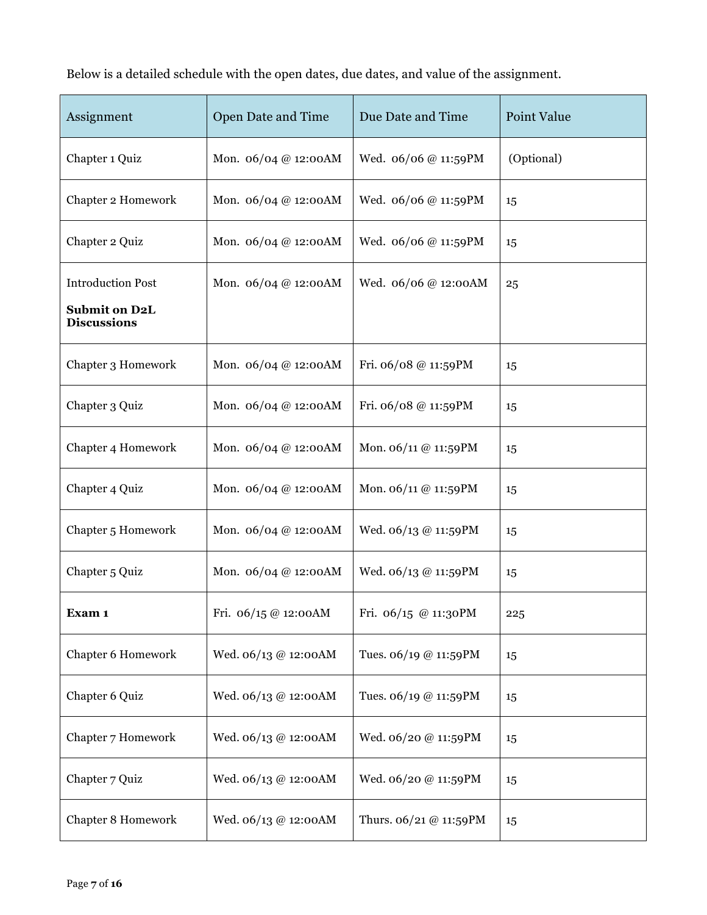Below is a detailed schedule with the open dates, due dates, and value of the assignment.

| Assignment | Open Date and Time | Due Date and Time | Point Value |
|---|---|---|---|
| Chapter 1 Quiz | Mon. 06/04 @ 12:00AM | Wed. 06/06 @ 11:59PM | (Optional) |
| Chapter 2 Homework | Mon. 06/04 @ 12:00AM | Wed. 06/06 @ 11:59PM | 15 |
| Chapter 2 Quiz | Mon. 06/04 @ 12:00AM | Wed. 06/06 @ 11:59PM | 15 |
| Introduction Post<br>**Submit on D2L Discussions** | Mon. 06/04 @ 12:00AM | Wed. 06/06 @ 12:00AM | 25 |
| Chapter 3 Homework | Mon. 06/04 @ 12:00AM | Fri. 06/08 @ 11:59PM | 15 |
| Chapter 3 Quiz | Mon. 06/04 @ 12:00AM | Fri. 06/08 @ 11:59PM | 15 |
| Chapter 4 Homework | Mon. 06/04 @ 12:00AM | Mon. 06/11 @ 11:59PM | 15 |
| Chapter 4 Quiz | Mon. 06/04 @ 12:00AM | Mon. 06/11 @ 11:59PM | 15 |
| Chapter 5 Homework | Mon. 06/04 @ 12:00AM | Wed. 06/13 @ 11:59PM | 15 |
| Chapter 5 Quiz | Mon. 06/04 @ 12:00AM | Wed. 06/13 @ 11:59PM | 15 |
| **Exam 1** | Fri. 06/15 @ 12:00AM | Fri. 06/15 @ 11:30PM | 225 |
| Chapter 6 Homework | Wed. 06/13 @ 12:00AM | Tues. 06/19 @ 11:59PM | 15 |
| Chapter 6 Quiz | Wed. 06/13 @ 12:00AM | Tues. 06/19 @ 11:59PM | 15 |
| Chapter 7 Homework | Wed. 06/13 @ 12:00AM | Wed. 06/20 @ 11:59PM | 15 |
| Chapter 7 Quiz | Wed. 06/13 @ 12:00AM | Wed. 06/20 @ 11:59PM | 15 |
| Chapter 8 Homework | Wed. 06/13 @ 12:00AM | Thurs. 06/21 @ 11:59PM | 15 |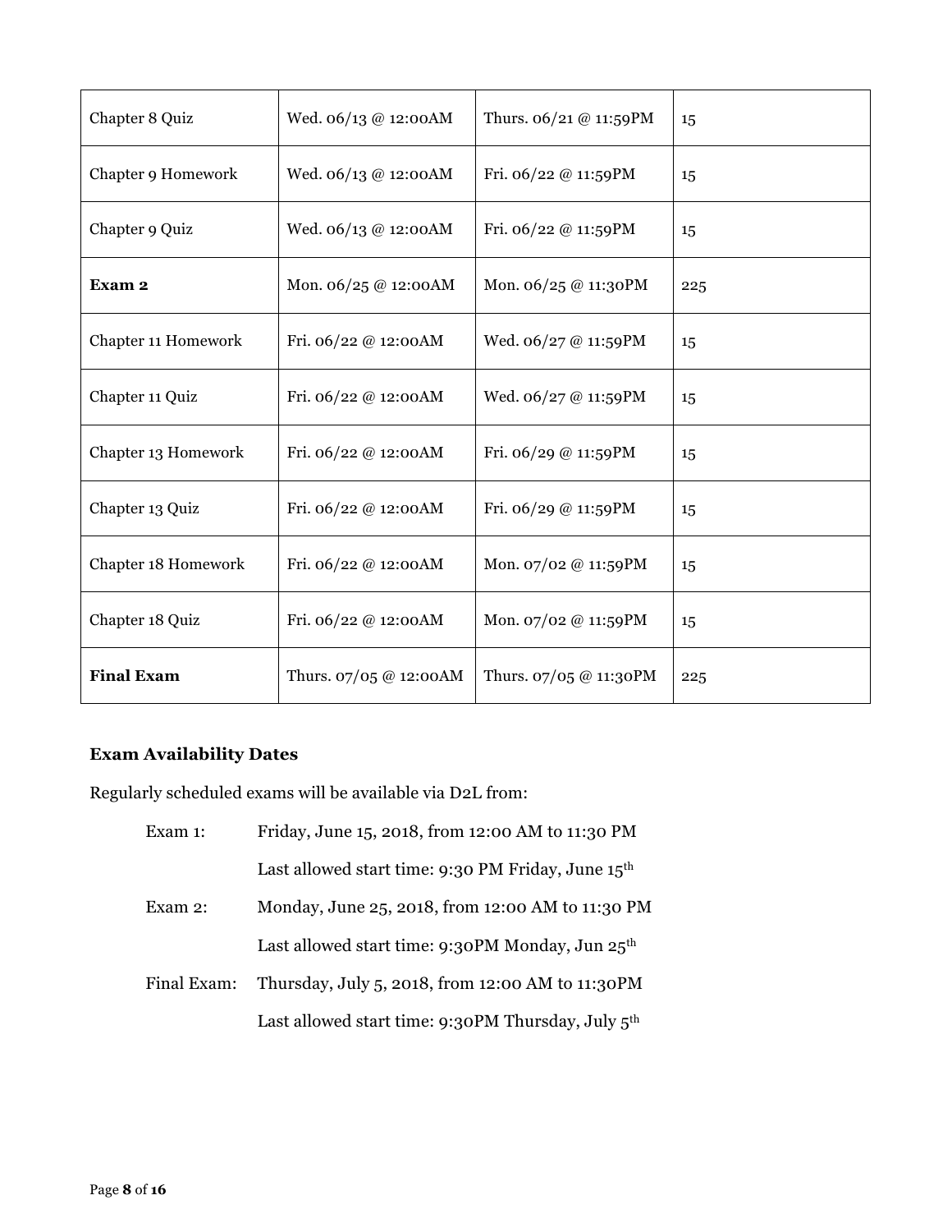| | | | |
|---|---|---|---|
| Chapter 8 Quiz | Wed. 06/13 @ 12:00AM | Thurs. 06/21 @ 11:59PM | 15 |
| Chapter 9 Homework | Wed. 06/13 @ 12:00AM | Fri. 06/22 @ 11:59PM | 15 |
| Chapter 9 Quiz | Wed. 06/13 @ 12:00AM | Fri. 06/22 @ 11:59PM | 15 |
| **Exam 2** | Mon. 06/25 @ 12:00AM | Mon. 06/25 @ 11:30PM | 225 |
| Chapter 11 Homework | Fri. 06/22 @ 12:00AM | Wed. 06/27 @ 11:59PM | 15 |
| Chapter 11 Quiz | Fri. 06/22 @ 12:00AM | Wed. 06/27 @ 11:59PM | 15 |
| Chapter 13 Homework | Fri. 06/22 @ 12:00AM | Fri. 06/29 @ 11:59PM | 15 |
| Chapter 13 Quiz | Fri. 06/22 @ 12:00AM | Fri. 06/29 @ 11:59PM | 15 |
| Chapter 18 Homework | Fri. 06/22 @ 12:00AM | Mon. 07/02 @ 11:59PM | 15 |
| Chapter 18 Quiz | Fri. 06/22 @ 12:00AM | Mon. 07/02 @ 11:59PM | 15 |
| **Final Exam** | Thurs. 07/05 @ 12:00AM | Thurs. 07/05 @ 11:30PM | 225 |

### Exam Availability Dates

Regularly scheduled exams will be available via D2L from:

Exam 1: Friday, June 15, 2018, from 12:00 AM to 11:30 PM
Last allowed start time: 9:30 PM Friday, June 15th

Exam 2: Monday, June 25, 2018, from 12:00 AM to 11:30 PM
Last allowed start time: 9:30PM Monday, Jun 25th

Final Exam: Thursday, July 5, 2018, from 12:00 AM to 11:30PM
Last allowed start time: 9:30PM Thursday, July 5th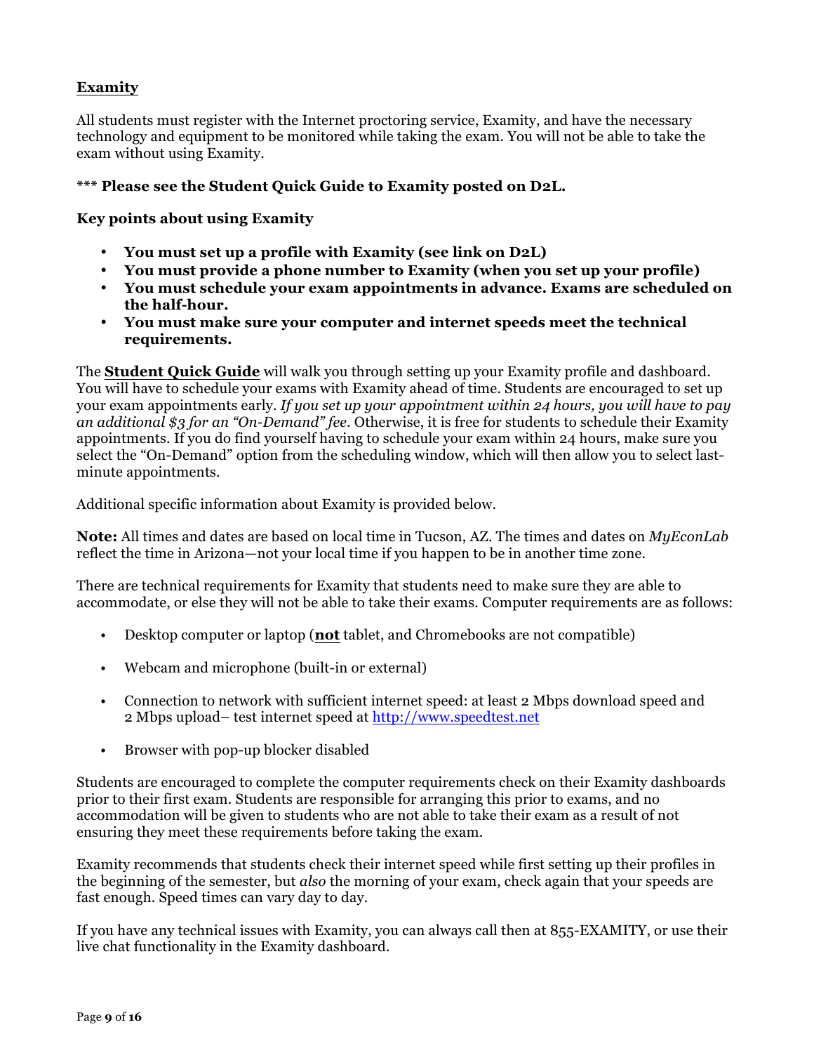## Examity

All students must register with the Internet proctoring service, Examity, and have the necessary technology and equipment to be monitored while taking the exam. You will not be able to take the exam without using Examity.

*** **Please see the Student Quick Guide to Examity posted on D2L.**

**Key points about using Examity**

- **You must set up a profile with Examity (see link on D2L)**
- **You must provide a phone number to Examity (when you set up your profile)**
- **You must schedule your exam appointments in advance. Exams are scheduled on the half-hour.**
- **You must make sure your computer and internet speeds meet the technical requirements.**

The **Student Quick Guide** will walk you through setting up your Examity profile and dashboard. You will have to schedule your exams with Examity ahead of time. Students are encouraged to set up your exam appointments early. *If you set up your appointment within 24 hours, you will have to pay an additional $3 for an "On-Demand" fee.* Otherwise, it is free for students to schedule their Examity appointments. If you do find yourself having to schedule your exam within 24 hours, make sure you select the "On-Demand" option from the scheduling window, which will then allow you to select last-minute appointments.

Additional specific information about Examity is provided below.

**Note:** All times and dates are based on local time in Tucson, AZ. The times and dates on *MyEconLab* reflect the time in Arizona—not your local time if you happen to be in another time zone.

There are technical requirements for Examity that students need to make sure they are able to accommodate, or else they will not be able to take their exams. Computer requirements are as follows:

- Desktop computer or laptop (**not** tablet, and Chromebooks are not compatible)
- Webcam and microphone (built-in or external)
- Connection to network with sufficient internet speed: at least 2 Mbps download speed and 2 Mbps upload– test internet speed at http://www.speedtest.net
- Browser with pop-up blocker disabled

Students are encouraged to complete the computer requirements check on their Examity dashboards prior to their first exam. Students are responsible for arranging this prior to exams, and no accommodation will be given to students who are not able to take their exam as a result of not ensuring they meet these requirements before taking the exam.

Examity recommends that students check their internet speed while first setting up their profiles in the beginning of the semester, but *also* the morning of your exam, check again that your speeds are fast enough. Speed times can vary day to day.

If you have any technical issues with Examity, you can always call then at 855-EXAMITY, or use their live chat functionality in the Examity dashboard.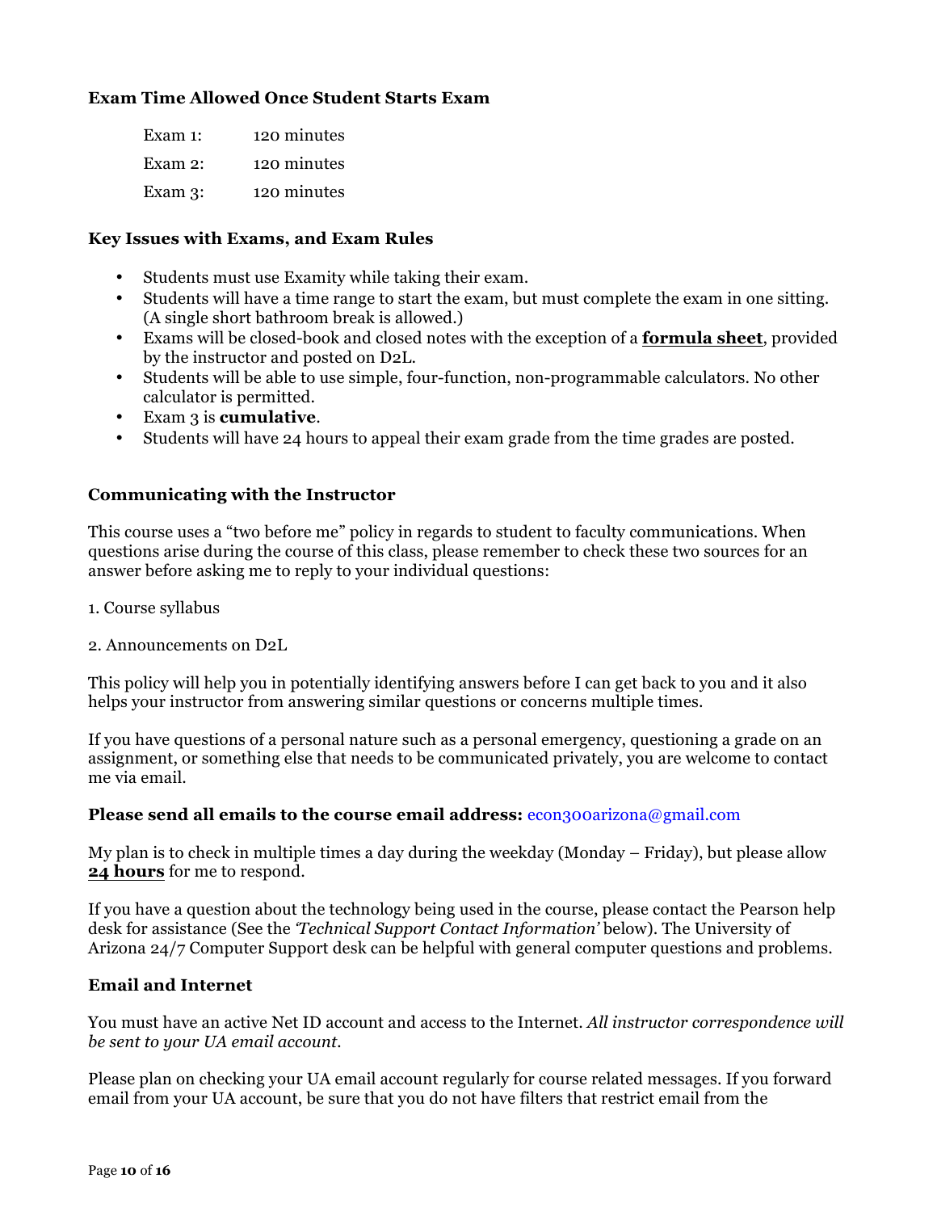### Exam Time Allowed Once Student Starts Exam

| | |
|---|---|
| Exam 1: | 120 minutes |
| Exam 2: | 120 minutes |
| Exam 3: | 120 minutes |

### Key Issues with Exams, and Exam Rules

- Students must use Examity while taking their exam.
- Students will have a time range to start the exam, but must complete the exam in one sitting. (A single short bathroom break is allowed.)
- Exams will be closed-book and closed notes with the exception of a **formula sheet**, provided by the instructor and posted on D2L.
- Students will be able to use simple, four-function, non-programmable calculators. No other calculator is permitted.
- Exam 3 is **cumulative**.
- Students will have 24 hours to appeal their exam grade from the time grades are posted.

### Communicating with the Instructor

This course uses a "two before me" policy in regards to student to faculty communications. When questions arise during the course of this class, please remember to check these two sources for an answer before asking me to reply to your individual questions:

1. Course syllabus

2. Announcements on D2L

This policy will help you in potentially identifying answers before I can get back to you and it also helps your instructor from answering similar questions or concerns multiple times.

If you have questions of a personal nature such as a personal emergency, questioning a grade on an assignment, or something else that needs to be communicated privately, you are welcome to contact me via email.

**Please send all emails to the course email address:** econ300arizona@gmail.com

My plan is to check in multiple times a day during the weekday (Monday – Friday), but please allow **24 hours** for me to respond.

If you have a question about the technology being used in the course, please contact the Pearson help desk for assistance (See the *'Technical Support Contact Information'* below). The University of Arizona 24/7 Computer Support desk can be helpful with general computer questions and problems.

### Email and Internet

You must have an active Net ID account and access to the Internet. *All instructor correspondence will be sent to your UA email account.*

Please plan on checking your UA email account regularly for course related messages. If you forward email from your UA account, be sure that you do not have filters that restrict email from the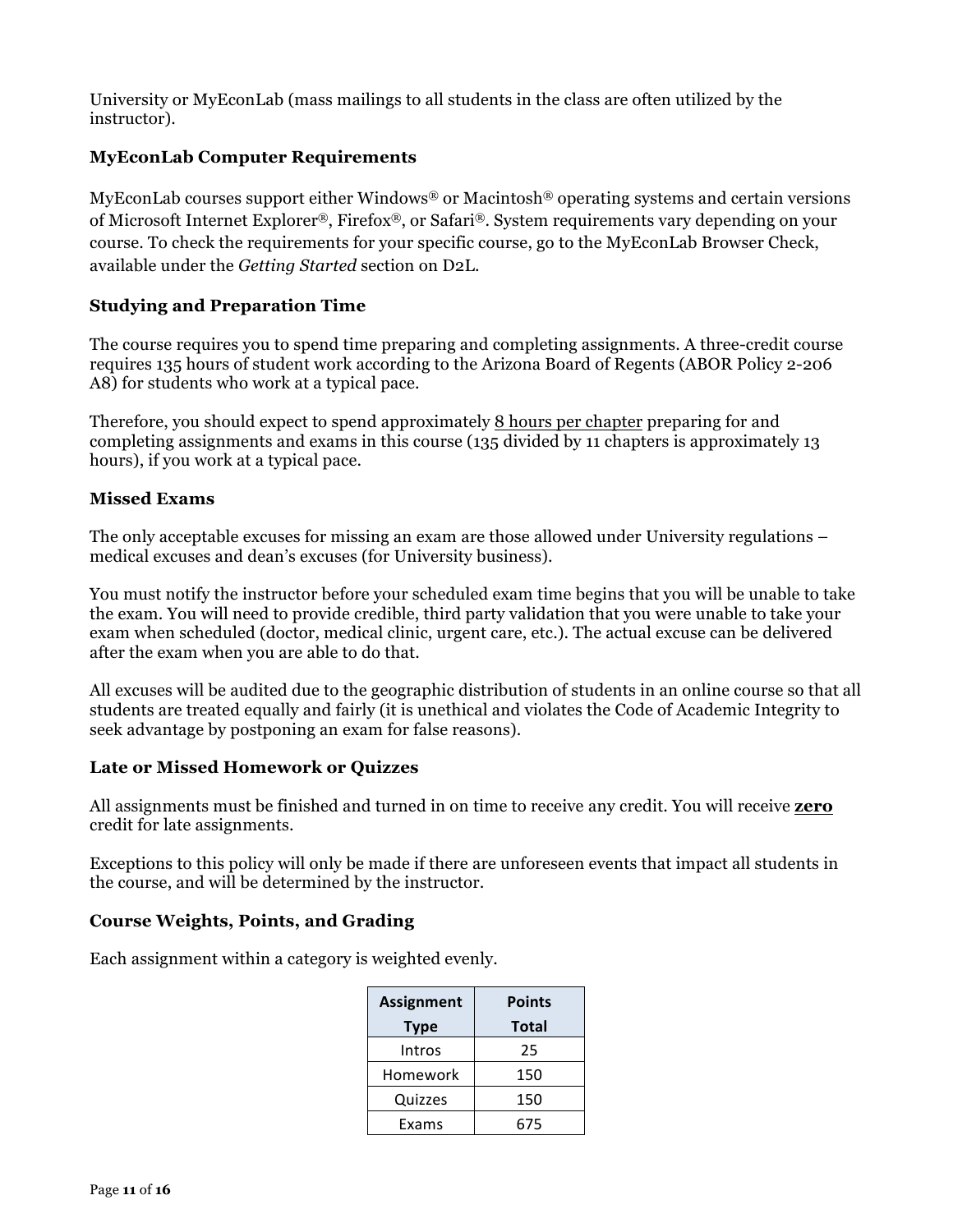University or MyEconLab (mass mailings to all students in the class are often utilized by the instructor).

### MyEconLab Computer Requirements

MyEconLab courses support either Windows® or Macintosh® operating systems and certain versions of Microsoft Internet Explorer®, Firefox®, or Safari®. System requirements vary depending on your course. To check the requirements for your specific course, go to the MyEconLab Browser Check, available under the *Getting Started* section on D2L.

### Studying and Preparation Time

The course requires you to spend time preparing and completing assignments. A three-credit course requires 135 hours of student work according to the Arizona Board of Regents (ABOR Policy 2-206 A8) for students who work at a typical pace.

Therefore, you should expect to spend approximately <u>8 hours per chapter</u> preparing for and completing assignments and exams in this course (135 divided by 11 chapters is approximately 13 hours), if you work at a typical pace.

### Missed Exams

The only acceptable excuses for missing an exam are those allowed under University regulations – medical excuses and dean's excuses (for University business).

You must notify the instructor before your scheduled exam time begins that you will be unable to take the exam. You will need to provide credible, third party validation that you were unable to take your exam when scheduled (doctor, medical clinic, urgent care, etc.). The actual excuse can be delivered after the exam when you are able to do that.

All excuses will be audited due to the geographic distribution of students in an online course so that all students are treated equally and fairly (it is unethical and violates the Code of Academic Integrity to seek advantage by postponing an exam for false reasons).

### Late or Missed Homework or Quizzes

All assignments must be finished and turned in on time to receive any credit. You will receive **<u>zero</u>** credit for late assignments.

Exceptions to this policy will only be made if there are unforeseen events that impact all students in the course, and will be determined by the instructor.

### Course Weights, Points, and Grading

Each assignment within a category is weighted evenly.

| Assignment Type | Points Total |
|---|---|
| Intros | 25 |
| Homework | 150 |
| Quizzes | 150 |
| Exams | 675 |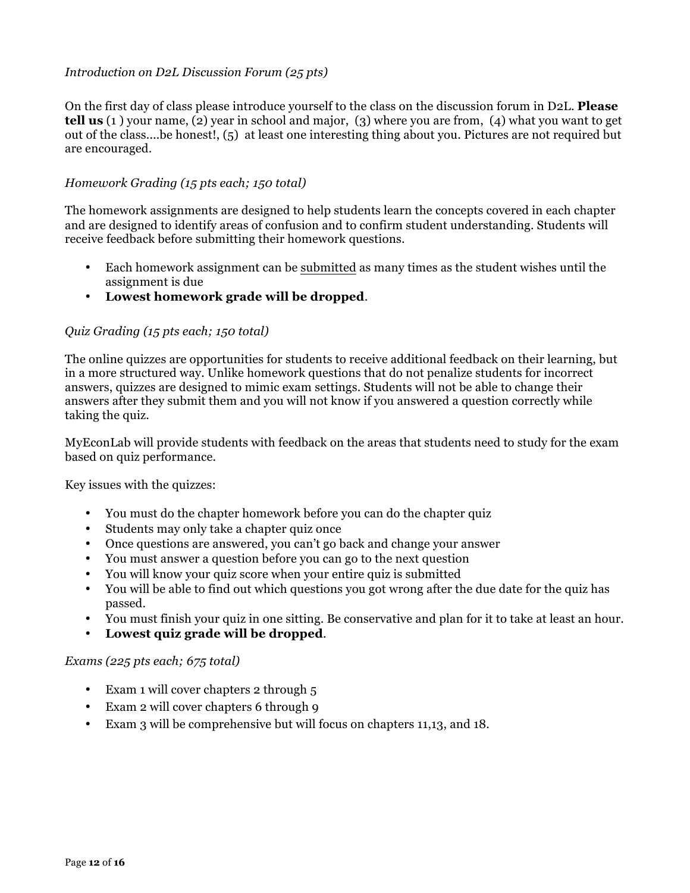*Introduction on D2L Discussion Forum (25 pts)*

On the first day of class please introduce yourself to the class on the discussion forum in D2L. **Please tell us** (1 ) your name, (2) year in school and major, (3) where you are from, (4) what you want to get out of the class....be honest!, (5) at least one interesting thing about you. Pictures are not required but are encouraged.

*Homework Grading (15 pts each; 150 total)*

The homework assignments are designed to help students learn the concepts covered in each chapter and are designed to identify areas of confusion and to confirm student understanding. Students will receive feedback before submitting their homework questions.

- Each homework assignment can be <u>submitted</u> as many times as the student wishes until the assignment is due
- **Lowest homework grade will be dropped**.

*Quiz Grading (15 pts each; 150 total)*

The online quizzes are opportunities for students to receive additional feedback on their learning, but in a more structured way. Unlike homework questions that do not penalize students for incorrect answers, quizzes are designed to mimic exam settings. Students will not be able to change their answers after they submit them and you will not know if you answered a question correctly while taking the quiz.

MyEconLab will provide students with feedback on the areas that students need to study for the exam based on quiz performance.

Key issues with the quizzes:

- You must do the chapter homework before you can do the chapter quiz
- Students may only take a chapter quiz once
- Once questions are answered, you can't go back and change your answer
- You must answer a question before you can go to the next question
- You will know your quiz score when your entire quiz is submitted
- You will be able to find out which questions you got wrong after the due date for the quiz has passed.
- You must finish your quiz in one sitting. Be conservative and plan for it to take at least an hour.
- **Lowest quiz grade will be dropped**.

*Exams (225 pts each; 675 total)*

- Exam 1 will cover chapters 2 through 5
- Exam 2 will cover chapters 6 through 9
- Exam 3 will be comprehensive but will focus on chapters 11,13, and 18.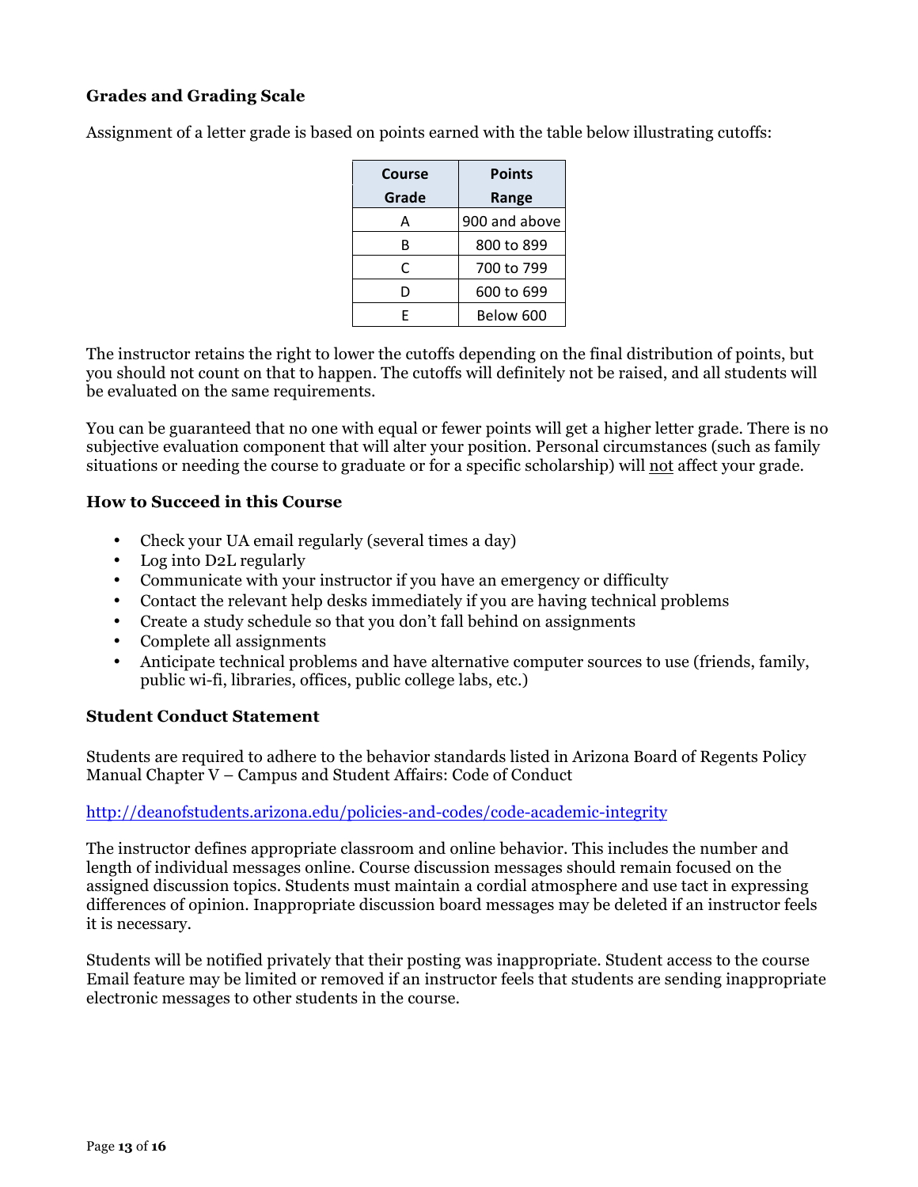### Grades and Grading Scale

Assignment of a letter grade is based on points earned with the table below illustrating cutoffs:

| Course Grade | Points Range |
|---|---|
| A | 900 and above |
| B | 800 to 899 |
| C | 700 to 799 |
| D | 600 to 699 |
| E | Below 600 |

The instructor retains the right to lower the cutoffs depending on the final distribution of points, but you should not count on that to happen. The cutoffs will definitely not be raised, and all students will be evaluated on the same requirements.

You can be guaranteed that no one with equal or fewer points will get a higher letter grade. There is no subjective evaluation component that will alter your position. Personal circumstances (such as family situations or needing the course to graduate or for a specific scholarship) will <u>not</u> affect your grade.

### How to Succeed in this Course

- Check your UA email regularly (several times a day)
- Log into D2L regularly
- Communicate with your instructor if you have an emergency or difficulty
- Contact the relevant help desks immediately if you are having technical problems
- Create a study schedule so that you don't fall behind on assignments
- Complete all assignments
- Anticipate technical problems and have alternative computer sources to use (friends, family, public wi-fi, libraries, offices, public college labs, etc.)

### Student Conduct Statement

Students are required to adhere to the behavior standards listed in Arizona Board of Regents Policy Manual Chapter V – Campus and Student Affairs: Code of Conduct

http://deanofstudents.arizona.edu/policies-and-codes/code-academic-integrity

The instructor defines appropriate classroom and online behavior. This includes the number and length of individual messages online. Course discussion messages should remain focused on the assigned discussion topics. Students must maintain a cordial atmosphere and use tact in expressing differences of opinion. Inappropriate discussion board messages may be deleted if an instructor feels it is necessary.

Students will be notified privately that their posting was inappropriate. Student access to the course Email feature may be limited or removed if an instructor feels that students are sending inappropriate electronic messages to other students in the course.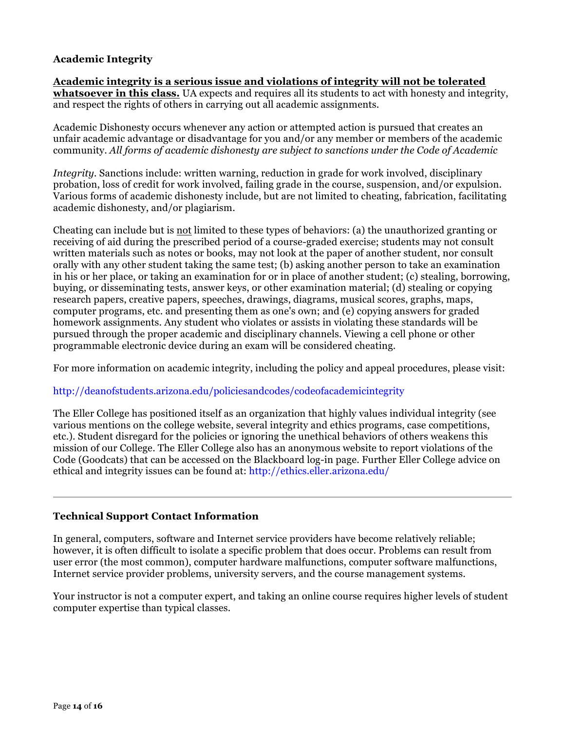### Academic Integrity

**Academic integrity is a serious issue and violations of integrity will not be tolerated whatsoever in this class.** UA expects and requires all its students to act with honesty and integrity, and respect the rights of others in carrying out all academic assignments.

Academic Dishonesty occurs whenever any action or attempted action is pursued that creates an unfair academic advantage or disadvantage for you and/or any member or members of the academic community. *All forms of academic dishonesty are subject to sanctions under the Code of Academic*

*Integrity*. Sanctions include: written warning, reduction in grade for work involved, disciplinary probation, loss of credit for work involved, failing grade in the course, suspension, and/or expulsion. Various forms of academic dishonesty include, but are not limited to cheating, fabrication, facilitating academic dishonesty, and/or plagiarism.

Cheating can include but is not limited to these types of behaviors: (a) the unauthorized granting or receiving of aid during the prescribed period of a course-graded exercise; students may not consult written materials such as notes or books, may not look at the paper of another student, nor consult orally with any other student taking the same test; (b) asking another person to take an examination in his or her place, or taking an examination for or in place of another student; (c) stealing, borrowing, buying, or disseminating tests, answer keys, or other examination material; (d) stealing or copying research papers, creative papers, speeches, drawings, diagrams, musical scores, graphs, maps, computer programs, etc. and presenting them as one's own; and (e) copying answers for graded homework assignments. Any student who violates or assists in violating these standards will be pursued through the proper academic and disciplinary channels. Viewing a cell phone or other programmable electronic device during an exam will be considered cheating.

For more information on academic integrity, including the policy and appeal procedures, please visit:

http://deanofstudents.arizona.edu/policiesandcodes/codeofacademicintegrity

The Eller College has positioned itself as an organization that highly values individual integrity (see various mentions on the college website, several integrity and ethics programs, case competitions, etc.). Student disregard for the policies or ignoring the unethical behaviors of others weakens this mission of our College. The Eller College also has an anonymous website to report violations of the Code (Goodcats) that can be accessed on the Blackboard log-in page. Further Eller College advice on ethical and integrity issues can be found at: http://ethics.eller.arizona.edu/

---

### Technical Support Contact Information

In general, computers, software and Internet service providers have become relatively reliable; however, it is often difficult to isolate a specific problem that does occur. Problems can result from user error (the most common), computer hardware malfunctions, computer software malfunctions, Internet service provider problems, university servers, and the course management systems.

Your instructor is not a computer expert, and taking an online course requires higher levels of student computer expertise than typical classes.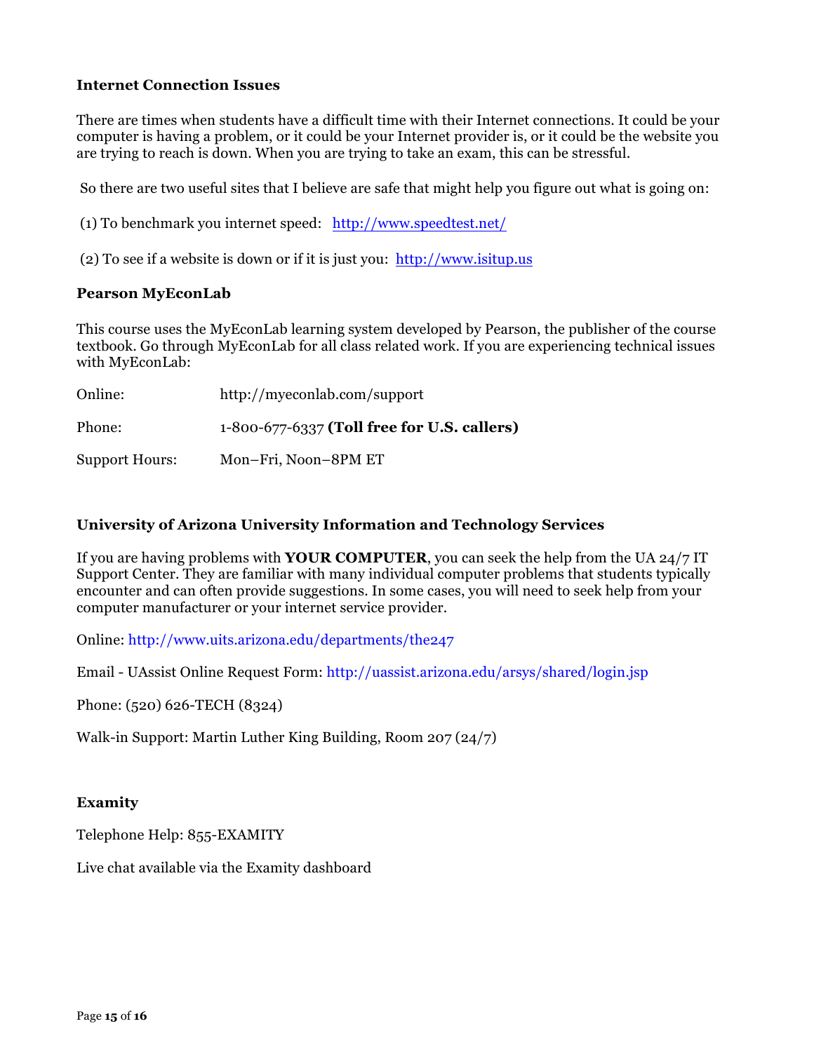### Internet Connection Issues

There are times when students have a difficult time with their Internet connections. It could be your computer is having a problem, or it could be your Internet provider is, or it could be the website you are trying to reach is down. When you are trying to take an exam, this can be stressful.

So there are two useful sites that I believe are safe that might help you figure out what is going on:

(1) To benchmark you internet speed: http://www.speedtest.net/

(2) To see if a website is down or if it is just you: http://www.isitup.us

### Pearson MyEconLab

This course uses the MyEconLab learning system developed by Pearson, the publisher of the course textbook. Go through MyEconLab for all class related work. If you are experiencing technical issues with MyEconLab:

| | |
|---|---|
| Online: | http://myeconlab.com/support |
| Phone: | 1-800-677-6337 **(Toll free for U.S. callers)** |
| Support Hours: | Mon–Fri, Noon–8PM ET |

### University of Arizona University Information and Technology Services

If you are having problems with **YOUR COMPUTER**, you can seek the help from the UA 24/7 IT Support Center. They are familiar with many individual computer problems that students typically encounter and can often provide suggestions. In some cases, you will need to seek help from your computer manufacturer or your internet service provider.

Online: http://www.uits.arizona.edu/departments/the247

Email - UAssist Online Request Form: http://uassist.arizona.edu/arsys/shared/login.jsp

Phone: (520) 626-TECH (8324)

Walk-in Support: Martin Luther King Building, Room 207 (24/7)

### Examity

Telephone Help: 855-EXAMITY

Live chat available via the Examity dashboard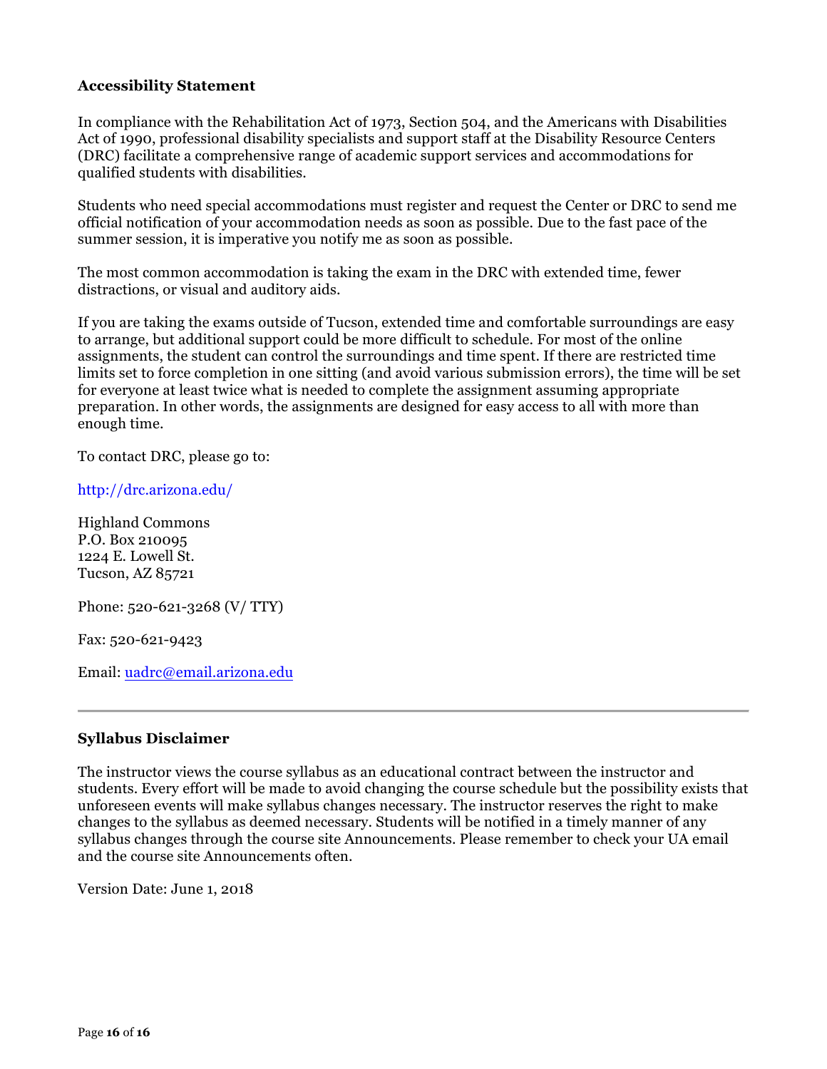**Accessibility Statement**

In compliance with the Rehabilitation Act of 1973, Section 504, and the Americans with Disabilities Act of 1990, professional disability specialists and support staff at the Disability Resource Centers (DRC) facilitate a comprehensive range of academic support services and accommodations for qualified students with disabilities.

Students who need special accommodations must register and request the Center or DRC to send me official notification of your accommodation needs as soon as possible. Due to the fast pace of the summer session, it is imperative you notify me as soon as possible.

The most common accommodation is taking the exam in the DRC with extended time, fewer distractions, or visual and auditory aids.

If you are taking the exams outside of Tucson, extended time and comfortable surroundings are easy to arrange, but additional support could be more difficult to schedule. For most of the online assignments, the student can control the surroundings and time spent. If there are restricted time limits set to force completion in one sitting (and avoid various submission errors), the time will be set for everyone at least twice what is needed to complete the assignment assuming appropriate preparation. In other words, the assignments are designed for easy access to all with more than enough time.

To contact DRC, please go to:

http://drc.arizona.edu/

Highland Commons
P.O. Box 210095
1224 E. Lowell St.
Tucson, AZ 85721

Phone: 520-621-3268 (V/ TTY)

Fax: 520-621-9423

Email: uadrc@email.arizona.edu

---

**Syllabus Disclaimer**

The instructor views the course syllabus as an educational contract between the instructor and students. Every effort will be made to avoid changing the course schedule but the possibility exists that unforeseen events will make syllabus changes necessary. The instructor reserves the right to make changes to the syllabus as deemed necessary. Students will be notified in a timely manner of any syllabus changes through the course site Announcements. Please remember to check your UA email and the course site Announcements often.

Version Date: June 1, 2018